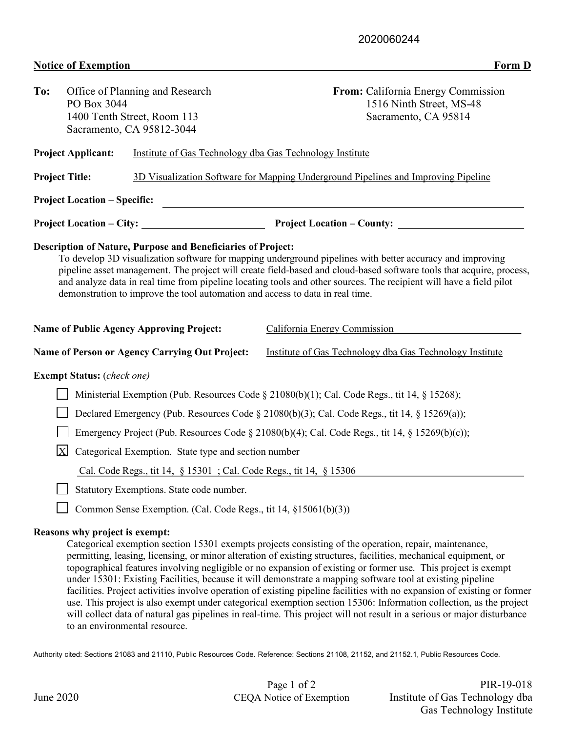2020060244

**Notice of Exemption** **Form D**

**To:** Office of Planning and Research
PO Box 3044
1400 Tenth Street, Room 113
Sacramento, CA 95812-3044

**From:** California Energy Commission
1516 Ninth Street, MS-48
Sacramento, CA 95814

**Project Applicant:** Institute of Gas Technology dba Gas Technology Institute

**Project Title:** 3D Visualization Software for Mapping Underground Pipelines and Improving Pipeline

**Project Location – Specific:**

**Project Location – City:** **Project Location – County:**

**Description of Nature, Purpose and Beneficiaries of Project:**

To develop 3D visualization software for mapping underground pipelines with better accuracy and improving pipeline asset management. The project will create field-based and cloud-based software tools that acquire, process, and analyze data in real time from pipeline locating tools and other sources. The recipient will have a field pilot demonstration to improve the tool automation and access to data in real time.

**Name of Public Agency Approving Project:** California Energy Commission

**Name of Person or Agency Carrying Out Project:** Institute of Gas Technology dba Gas Technology Institute

**Exempt Status:** (*check one*)

- [ ] Ministerial Exemption (Pub. Resources Code § 21080(b)(1); Cal. Code Regs., tit 14, § 15268);
- [ ] Declared Emergency (Pub. Resources Code § 21080(b)(3); Cal. Code Regs., tit 14, § 15269(a));
- [ ] Emergency Project (Pub. Resources Code § 21080(b)(4); Cal. Code Regs., tit 14, § 15269(b)(c));
- [X] Categorical Exemption. State type and section number

  Cal. Code Regs., tit 14, § 15301 ; Cal. Code Regs., tit 14, § 15306
- [ ] Statutory Exemptions. State code number.
- [ ] Common Sense Exemption. (Cal. Code Regs., tit 14, §15061(b)(3))

**Reasons why project is exempt:**

Categorical exemption section 15301 exempts projects consisting of the operation, repair, maintenance, permitting, leasing, licensing, or minor alteration of existing structures, facilities, mechanical equipment, or topographical features involving negligible or no expansion of existing or former use. This project is exempt under 15301: Existing Facilities, because it will demonstrate a mapping software tool at existing pipeline facilities. Project activities involve operation of existing pipeline facilities with no expansion of existing or former use. This project is also exempt under categorical exemption section 15306: Information collection, as the project will collect data of natural gas pipelines in real-time. This project will not result in a serious or major disturbance to an environmental resource.

Authority cited: Sections 21083 and 21110, Public Resources Code. Reference: Sections 21108, 21152, and 21152.1, Public Resources Code.

June 2020 CEQA Notice of Exemption PIR-19-018 Institute of Gas Technology dba Gas Technology Institute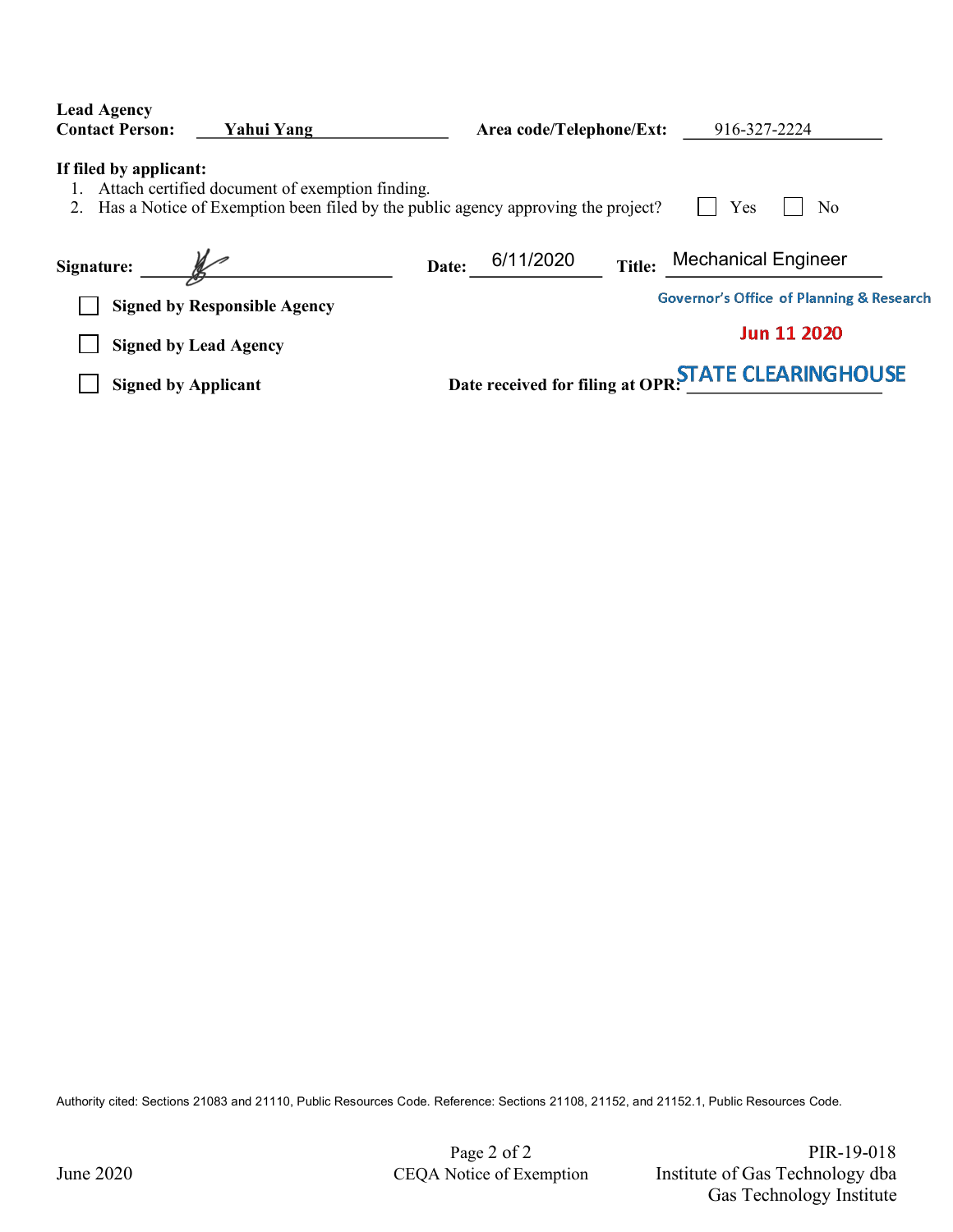**Lead Agency**
**Contact Person:** Yahui Yang **Area code/Telephone/Ext:** 916-327-2224

**If filed by applicant:**

1. Attach certified document of exemption finding.
2. Has a Notice of Exemption been filed by the public agency approving the project? ☐ Yes ☐ No

**Signature:** _______________ **Date:** 6/11/2020 **Title:** Mechanical Engineer

☐ **Signed by Responsible Agency**

☐ **Signed by Lead Agency**

☐ **Signed by Applicant**

Governor's Office of Planning & Research

Jun 11 2020

**Date received for filing at OPR:** STATE CLEARINGHOUSE

Authority cited: Sections 21083 and 21110, Public Resources Code. Reference: Sections 21108, 21152, and 21152.1, Public Resources Code.

June 2020 CEQA Notice of Exemption PIR-19-018 Institute of Gas Technology dba Gas Technology Institute